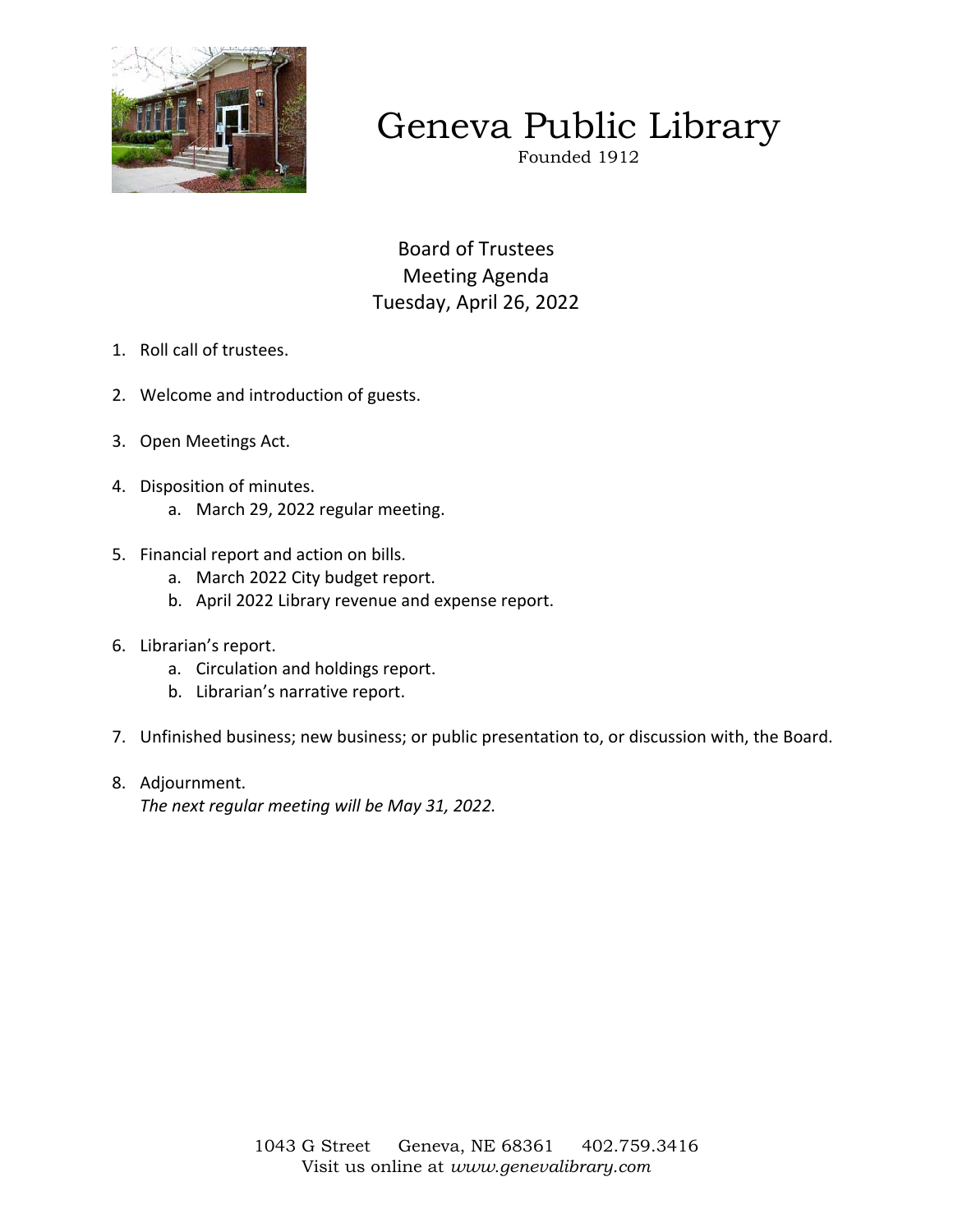# Geneva Public Library

Founded 1912

## Board of Trustees
## Meeting Agenda
## Tuesday, April 26, 2022

1. Roll call of trustees.

2. Welcome and introduction of guests.

3. Open Meetings Act.

4. Disposition of minutes.
   a. March 29, 2022 regular meeting.

5. Financial report and action on bills.
   a. March 2022 City budget report.
   b. April 2022 Library revenue and expense report.

6. Librarian's report.
   a. Circulation and holdings report.
   b. Librarian's narrative report.

7. Unfinished business; new business; or public presentation to, or discussion with, the Board.

8. Adjournment.
   *The next regular meeting will be May 31, 2022.*

1043 G Street Geneva, NE 68361 402.759.3416
Visit us online at *www.genevalibrary.com*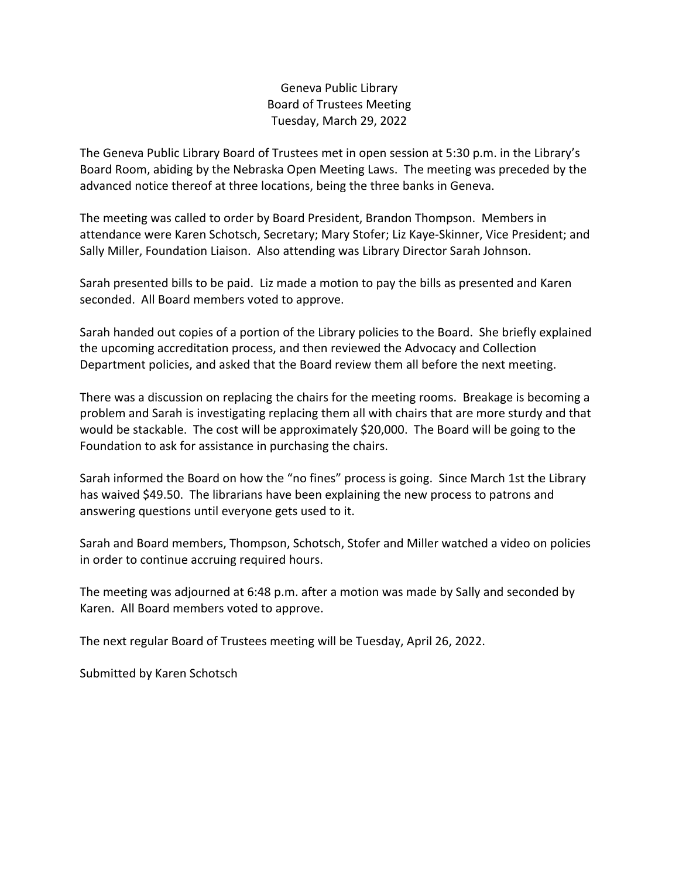# Geneva Public Library
## Board of Trustees Meeting
### Tuesday, March 29, 2022

The Geneva Public Library Board of Trustees met in open session at 5:30 p.m. in the Library's Board Room, abiding by the Nebraska Open Meeting Laws. The meeting was preceded by the advanced notice thereof at three locations, being the three banks in Geneva.

The meeting was called to order by Board President, Brandon Thompson. Members in attendance were Karen Schotsch, Secretary; Mary Stofer; Liz Kaye-Skinner, Vice President; and Sally Miller, Foundation Liaison. Also attending was Library Director Sarah Johnson.

Sarah presented bills to be paid. Liz made a motion to pay the bills as presented and Karen seconded. All Board members voted to approve.

Sarah handed out copies of a portion of the Library policies to the Board. She briefly explained the upcoming accreditation process, and then reviewed the Advocacy and Collection Department policies, and asked that the Board review them all before the next meeting.

There was a discussion on replacing the chairs for the meeting rooms. Breakage is becoming a problem and Sarah is investigating replacing them all with chairs that are more sturdy and that would be stackable. The cost will be approximately $20,000. The Board will be going to the Foundation to ask for assistance in purchasing the chairs.

Sarah informed the Board on how the "no fines" process is going. Since March 1st the Library has waived $49.50. The librarians have been explaining the new process to patrons and answering questions until everyone gets used to it.

Sarah and Board members, Thompson, Schotsch, Stofer and Miller watched a video on policies in order to continue accruing required hours.

The meeting was adjourned at 6:48 p.m. after a motion was made by Sally and seconded by Karen. All Board members voted to approve.

The next regular Board of Trustees meeting will be Tuesday, April 26, 2022.

Submitted by Karen Schotsch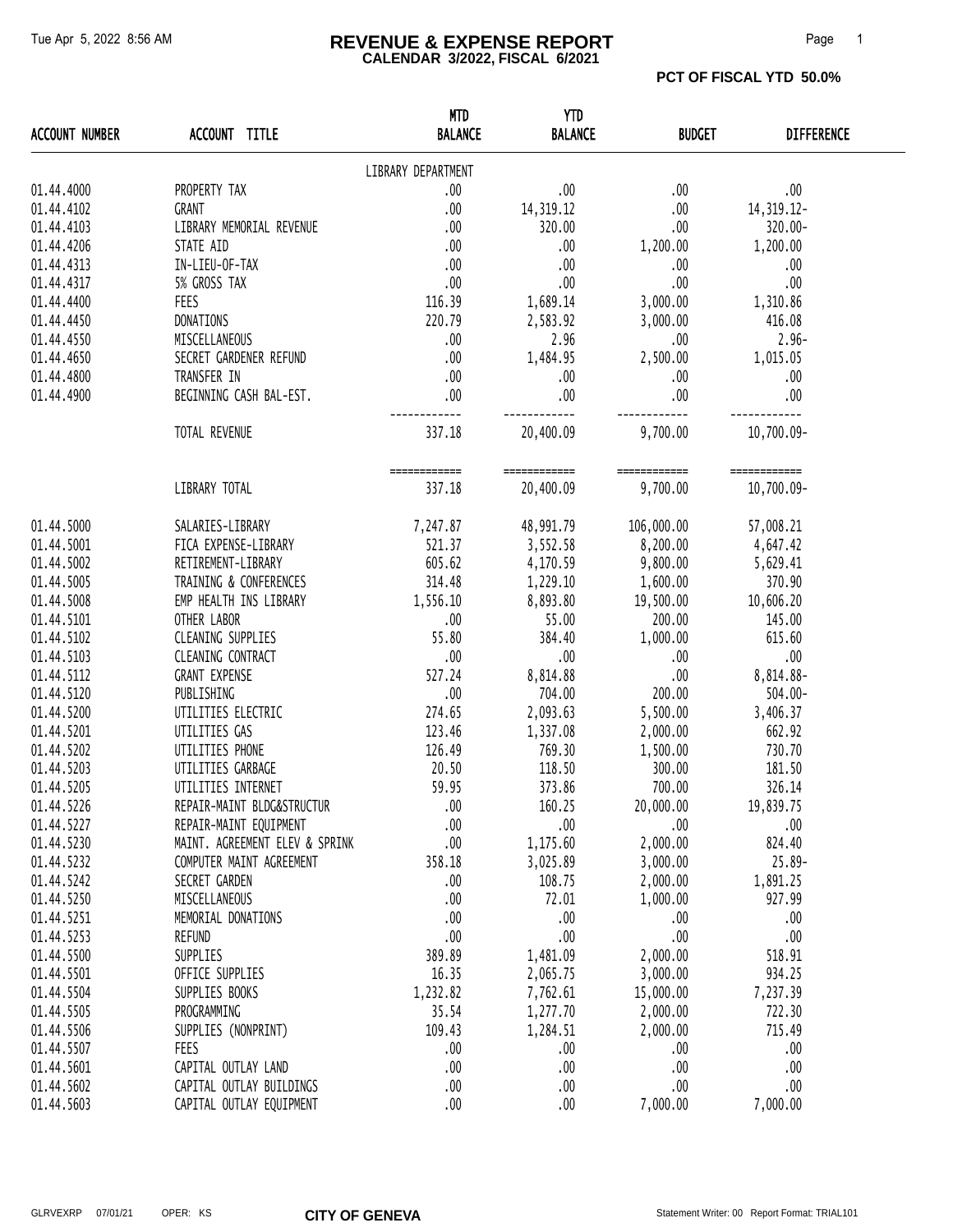# REVENUE & EXPENSE REPORT

**CALENDAR 3/2022, FISCAL 6/2021**

**PCT OF FISCAL YTD 50.0%**

| ACCOUNT NUMBER | ACCOUNT TITLE | MTD BALANCE | YTD BALANCE | BUDGET | DIFFERENCE |
|---|---|---|---|---|---|
| | LIBRARY DEPARTMENT | | | | |
| 01.44.4000 | PROPERTY TAX | .00 | .00 | .00 | .00 |
| 01.44.4102 | GRANT | .00 | 14,319.12 | .00 | 14,319.12- |
| 01.44.4103 | LIBRARY MEMORIAL REVENUE | .00 | 320.00 | .00 | 320.00- |
| 01.44.4206 | STATE AID | .00 | .00 | 1,200.00 | 1,200.00 |
| 01.44.4313 | IN-LIEU-OF-TAX | .00 | .00 | .00 | .00 |
| 01.44.4317 | 5% GROSS TAX | .00 | .00 | .00 | .00 |
| 01.44.4400 | FEES | 116.39 | 1,689.14 | 3,000.00 | 1,310.86 |
| 01.44.4450 | DONATIONS | 220.79 | 2,583.92 | 3,000.00 | 416.08 |
| 01.44.4550 | MISCELLANEOUS | .00 | 2.96 | .00 | 2.96- |
| 01.44.4650 | SECRET GARDENER REFUND | .00 | 1,484.95 | 2,500.00 | 1,015.05 |
| 01.44.4800 | TRANSFER IN | .00 | .00 | .00 | .00 |
| 01.44.4900 | BEGINNING CASH BAL-EST. | .00 | .00 | .00 | .00 |
| | TOTAL REVENUE | 337.18 | 20,400.09 | 9,700.00 | 10,700.09- |
| | LIBRARY TOTAL | 337.18 | 20,400.09 | 9,700.00 | 10,700.09- |
| 01.44.5000 | SALARIES-LIBRARY | 7,247.87 | 48,991.79 | 106,000.00 | 57,008.21 |
| 01.44.5001 | FICA EXPENSE-LIBRARY | 521.37 | 3,552.58 | 8,200.00 | 4,647.42 |
| 01.44.5002 | RETIREMENT-LIBRARY | 605.62 | 4,170.59 | 9,800.00 | 5,629.41 |
| 01.44.5005 | TRAINING & CONFERENCES | 314.48 | 1,229.10 | 1,600.00 | 370.90 |
| 01.44.5008 | EMP HEALTH INS LIBRARY | 1,556.10 | 8,893.80 | 19,500.00 | 10,606.20 |
| 01.44.5101 | OTHER LABOR | .00 | 55.00 | 200.00 | 145.00 |
| 01.44.5102 | CLEANING SUPPLIES | 55.80 | 384.40 | 1,000.00 | 615.60 |
| 01.44.5103 | CLEANING CONTRACT | .00 | .00 | .00 | .00 |
| 01.44.5112 | GRANT EXPENSE | 527.24 | 8,814.88 | .00 | 8,814.88- |
| 01.44.5120 | PUBLISHING | .00 | 704.00 | 200.00 | 504.00- |
| 01.44.5200 | UTILITIES ELECTRIC | 274.65 | 2,093.63 | 5,500.00 | 3,406.37 |
| 01.44.5201 | UTILITIES GAS | 123.46 | 1,337.08 | 2,000.00 | 662.92 |
| 01.44.5202 | UTILITIES PHONE | 126.49 | 769.30 | 1,500.00 | 730.70 |
| 01.44.5203 | UTILITIES GARBAGE | 20.50 | 118.50 | 300.00 | 181.50 |
| 01.44.5205 | UTILITIES INTERNET | 59.95 | 373.86 | 700.00 | 326.14 |
| 01.44.5226 | REPAIR-MAINT BLDG&STRUCTUR | .00 | 160.25 | 20,000.00 | 19,839.75 |
| 01.44.5227 | REPAIR-MAINT EQUIPMENT | .00 | .00 | .00 | .00 |
| 01.44.5230 | MAINT. AGREEMENT ELEV & SPRINK | .00 | 1,175.60 | 2,000.00 | 824.40 |
| 01.44.5232 | COMPUTER MAINT AGREEMENT | 358.18 | 3,025.89 | 3,000.00 | 25.89- |
| 01.44.5242 | SECRET GARDEN | .00 | 108.75 | 2,000.00 | 1,891.25 |
| 01.44.5250 | MISCELLANEOUS | .00 | 72.01 | 1,000.00 | 927.99 |
| 01.44.5251 | MEMORIAL DONATIONS | .00 | .00 | .00 | .00 |
| 01.44.5253 | REFUND | .00 | .00 | .00 | .00 |
| 01.44.5500 | SUPPLIES | 389.89 | 1,481.09 | 2,000.00 | 518.91 |
| 01.44.5501 | OFFICE SUPPLIES | 16.35 | 2,065.75 | 3,000.00 | 934.25 |
| 01.44.5504 | SUPPLIES BOOKS | 1,232.82 | 7,762.61 | 15,000.00 | 7,237.39 |
| 01.44.5505 | PROGRAMMING | 35.54 | 1,277.70 | 2,000.00 | 722.30 |
| 01.44.5506 | SUPPLIES (NONPRINT) | 109.43 | 1,284.51 | 2,000.00 | 715.49 |
| 01.44.5507 | FEES | .00 | .00 | .00 | .00 |
| 01.44.5601 | CAPITAL OUTLAY LAND | .00 | .00 | .00 | .00 |
| 01.44.5602 | CAPITAL OUTLAY BUILDINGS | .00 | .00 | .00 | .00 |
| 01.44.5603 | CAPITAL OUTLAY EQUIPMENT | .00 | .00 | 7,000.00 | 7,000.00 |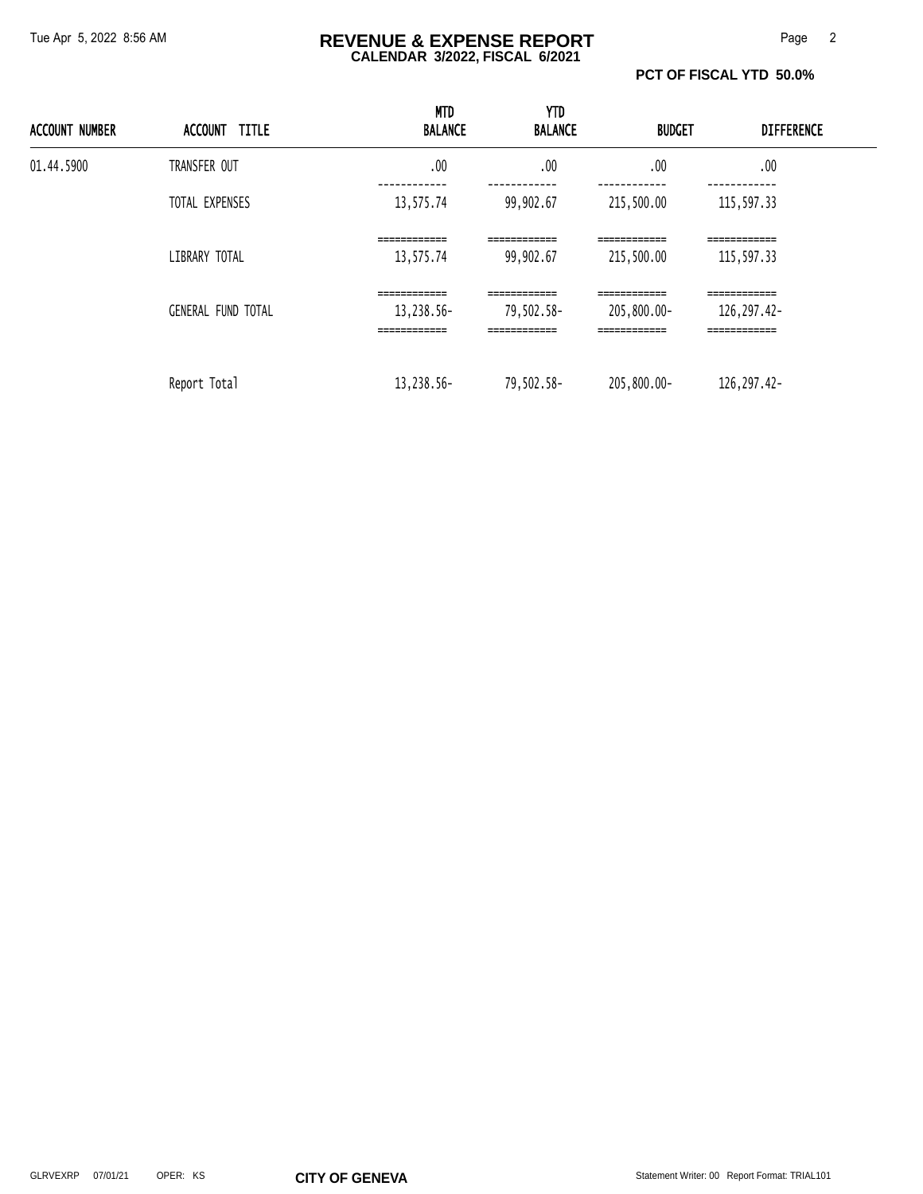# REVENUE & EXPENSE REPORT

**CALENDAR 3/2022, FISCAL 6/2021**

**PCT OF FISCAL YTD 50.0%**

| ACCOUNT NUMBER | ACCOUNT TITLE | MTD BALANCE | YTD BALANCE | BUDGET | DIFFERENCE |
|---|---|---|---|---|---|
| 01.44.5900 | TRANSFER OUT | .00 | .00 | .00 | .00 |
| | TOTAL EXPENSES | 13,575.74 | 99,902.67 | 215,500.00 | 115,597.33 |
| | LIBRARY TOTAL | 13,575.74 | 99,902.67 | 215,500.00 | 115,597.33 |
| | GENERAL FUND TOTAL | 13,238.56- | 79,502.58- | 205,800.00- | 126,297.42- |
| | Report Total | 13,238.56- | 79,502.58- | 205,800.00- | 126,297.42- |

GLRVEXRP 07/01/21 OPER: KS **CITY OF GENEVA** Statement Writer: 00 Report Format: TRIAL101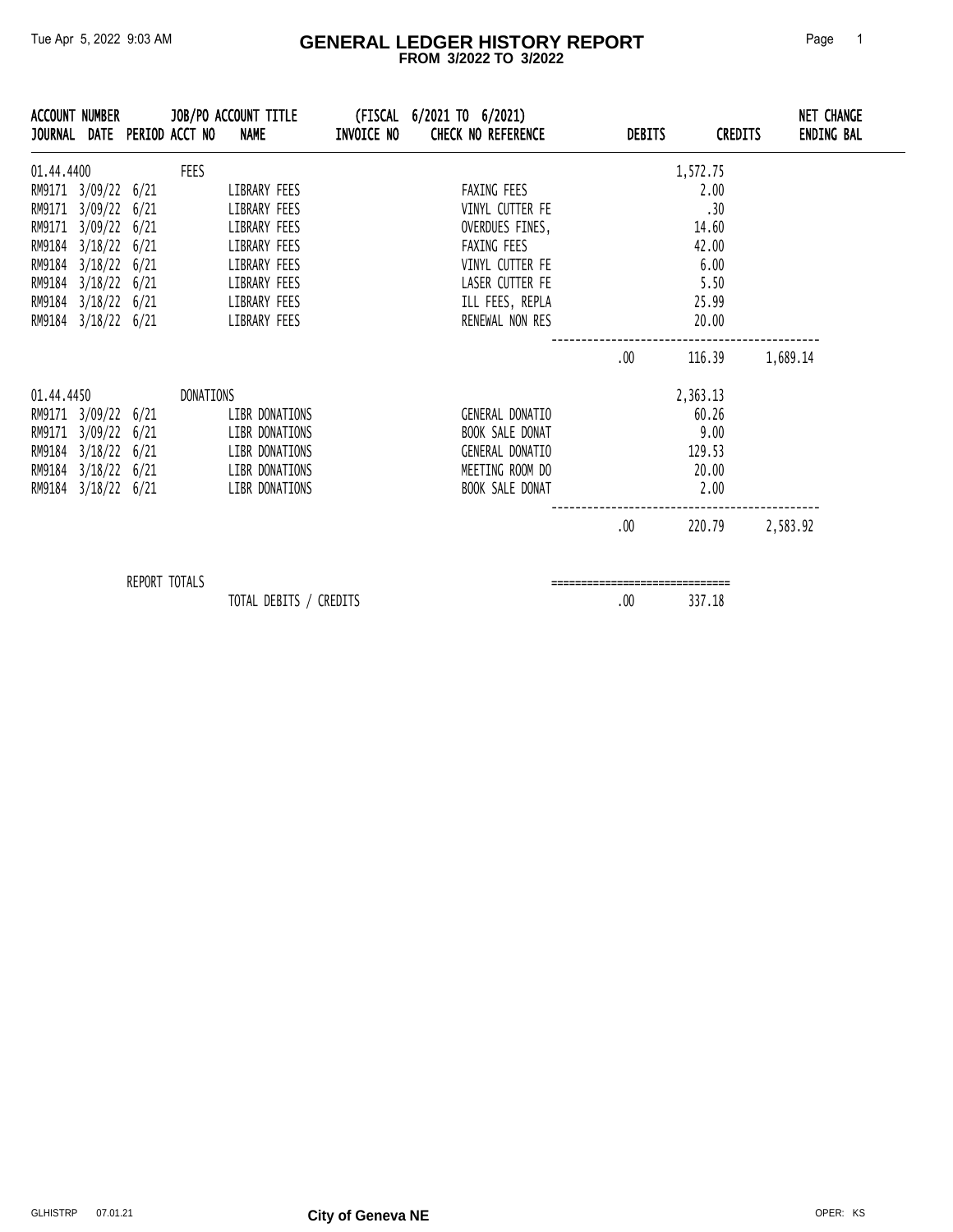# GENERAL LEDGER HISTORY REPORT

**FROM 3/2022 TO 3/2022**

Tue Apr 5, 2022 9:03 AM

| ACCOUNT NUMBER / JOURNAL | DATE | PERIOD | JOB/PO ACCT NO | ACCOUNT TITLE / NAME | (FISCAL 6/2021 TO 6/2021) INVOICE NO | CHECK NO REFERENCE | DEBITS | CREDITS | NET CHANGE ENDING BAL |
|---|---|---|---|---|---|---|---|---|---|
| 01.44.4400 | | | FEES | | | | | 1,572.75 | |
| RM9171 | 3/09/22 | 6/21 | | LIBRARY FEES | | FAXING FEES | | 2.00 | |
| RM9171 | 3/09/22 | 6/21 | | LIBRARY FEES | | VINYL CUTTER FE | | .30 | |
| RM9171 | 3/09/22 | 6/21 | | LIBRARY FEES | | OVERDUES FINES, | | 14.60 | |
| RM9184 | 3/18/22 | 6/21 | | LIBRARY FEES | | FAXING FEES | | 42.00 | |
| RM9184 | 3/18/22 | 6/21 | | LIBRARY FEES | | VINYL CUTTER FE | | 6.00 | |
| RM9184 | 3/18/22 | 6/21 | | LIBRARY FEES | | LASER CUTTER FE | | 5.50 | |
| RM9184 | 3/18/22 | 6/21 | | LIBRARY FEES | | ILL FEES, REPLA | | 25.99 | |
| RM9184 | 3/18/22 | 6/21 | | LIBRARY FEES | | RENEWAL NON RES | | 20.00 | |
| | | | | | | | .00 | 116.39 | 1,689.14 |
| 01.44.4450 | | | DONATIONS | | | | | 2,363.13 | |
| RM9171 | 3/09/22 | 6/21 | | LIBR DONATIONS | | GENERAL DONATIO | | 60.26 | |
| RM9171 | 3/09/22 | 6/21 | | LIBR DONATIONS | | BOOK SALE DONAT | | 9.00 | |
| RM9184 | 3/18/22 | 6/21 | | LIBR DONATIONS | | GENERAL DONATIO | | 129.53 | |
| RM9184 | 3/18/22 | 6/21 | | LIBR DONATIONS | | MEETING ROOM DO | | 20.00 | |
| RM9184 | 3/18/22 | 6/21 | | LIBR DONATIONS | | BOOK SALE DONAT | | 2.00 | |
| | | | | | | | .00 | 220.79 | 2,583.92 |

REPORT TOTALS

| | DEBITS | CREDITS |
|---|---|---|
| TOTAL DEBITS / CREDITS | .00 | 337.18 |

GLHISTRP 07.01.21 — City of Geneva NE — OPER: KS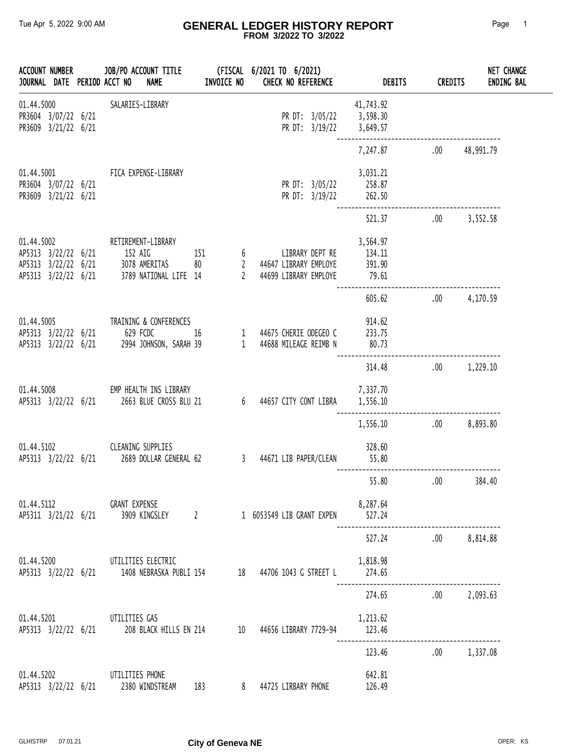# GENERAL LEDGER HISTORY REPORT

**FROM 3/2022 TO 3/2022**

| ACCOUNT NUMBER / JOURNAL | DATE | PERIOD | JOB/PO ACCOUNT TITLE / ACCT NO NAME | INVOICE NO | (FISCAL 6/2021 TO 6/2021) CHECK NO REFERENCE | DEBITS | CREDITS | NET CHANGE / ENDING BAL |
|---|---|---|---|---|---|---|---|---|
| 01.44.5000 | | | SALARIES-LIBRARY | | | 41,743.92 | | |
| PR3604 | 3/07/22 | 6/21 | | | PR DT: 3/05/22 | 3,598.30 | | |
| PR3609 | 3/21/22 | 6/21 | | | PR DT: 3/19/22 | 3,649.57 | | |
| | | | | | | 7,247.87 | .00 | 48,991.79 |
| 01.44.5001 | | | FICA EXPENSE-LIBRARY | | | 3,031.21 | | |
| PR3604 | 3/07/22 | 6/21 | | | PR DT: 3/05/22 | 258.87 | | |
| PR3609 | 3/21/22 | 6/21 | | | PR DT: 3/19/22 | 262.50 | | |
| | | | | | | 521.37 | .00 | 3,552.58 |
| 01.44.5002 | | | RETIREMENT-LIBRARY | | | 3,564.97 | | |
| AP5313 | 3/22/22 | 6/21 | 152 AIG | 151 | 6 LIBRARY DEPT RE | 134.11 | | |
| AP5313 | 3/22/22 | 6/21 | 3078 AMERITAS | 80 | 2 44647 LIBRARY EMPLOYE | 391.90 | | |
| AP5313 | 3/22/22 | 6/21 | 3789 NATIONAL LIFE | 14 | 2 44699 LIBRARY EMPLOYE | 79.61 | | |
| | | | | | | 605.62 | .00 | 4,170.59 |
| 01.44.5005 | | | TRAINING & CONFERENCES | | | 914.62 | | |
| AP5313 | 3/22/22 | 6/21 | 629 FCDC | 16 | 1 44675 CHERIE ODEGEO C | 233.75 | | |
| AP5313 | 3/22/22 | 6/21 | 2994 JOHNSON, SARAH | 39 | 1 44688 MILEAGE REIMB N | 80.73 | | |
| | | | | | | 314.48 | .00 | 1,229.10 |
| 01.44.5008 | | | EMP HEALTH INS LIBRARY | | | 7,337.70 | | |
| AP5313 | 3/22/22 | 6/21 | 2663 BLUE CROSS BLU | 21 | 6 44657 CITY CONT LIBRA | 1,556.10 | | |
| | | | | | | 1,556.10 | .00 | 8,893.80 |
| 01.44.5102 | | | CLEANING SUPPLIES | | | 328.60 | | |
| AP5313 | 3/22/22 | 6/21 | 2689 DOLLAR GENERAL | 62 | 3 44671 LIB PAPER/CLEAN | 55.80 | | |
| | | | | | | 55.80 | .00 | 384.40 |
| 01.44.5112 | | | GRANT EXPENSE | | | 8,287.64 | | |
| AP5311 | 3/21/22 | 6/21 | 3909 KINGSLEY | 2 | 1 6053549 LIB GRANT EXPEN | 527.24 | | |
| | | | | | | 527.24 | .00 | 8,814.88 |
| 01.44.5200 | | | UTILITIES ELECTRIC | | | 1,818.98 | | |
| AP5313 | 3/22/22 | 6/21 | 1408 NEBRASKA PUBLI | 154 | 18 44706 1043 G STREET L | 274.65 | | |
| | | | | | | 274.65 | .00 | 2,093.63 |
| 01.44.5201 | | | UTILITIES GAS | | | 1,213.62 | | |
| AP5313 | 3/22/22 | 6/21 | 208 BLACK HILLS EN | 214 | 10 44656 LIBRARY 7729-94 | 123.46 | | |
| | | | | | | 123.46 | .00 | 1,337.08 |
| 01.44.5202 | | | UTILITIES PHONE | | | 642.81 | | |
| AP5313 | 3/22/22 | 6/21 | 2380 WINDSTREAM | 183 | 8 44725 LIRBARY PHONE | 126.49 | | |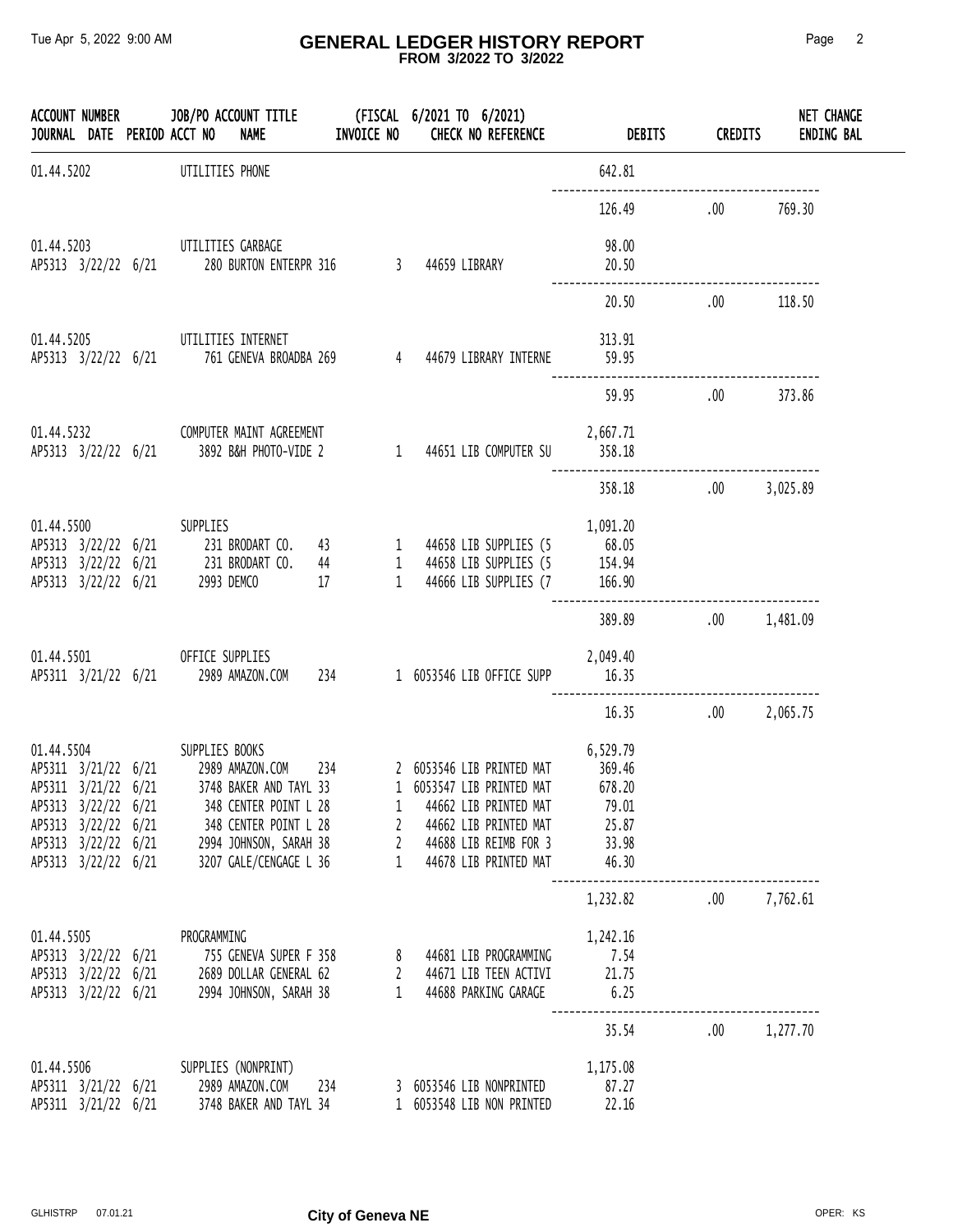# GENERAL LEDGER HISTORY REPORT
## FROM 3/2022 TO 3/2022

| ACCOUNT NUMBER / JOURNAL | DATE | PERIOD | JOB/PO ACCOUNT TITLE / ACCT NO NAME | INVOICE NO | (FISCAL 6/2021 TO 6/2021) CHECK NO REFERENCE | DEBITS | CREDITS | NET CHANGE ENDING BAL |
|---|---|---|---|---|---|---|---|---|
| 01.44.5202 | | | UTILITIES PHONE | | | 642.81 | | |
| | | | | | | 126.49 | .00 | 769.30 |
| 01.44.5203 | | | UTILITIES GARBAGE | | | 98.00 | | |
| AP5313 | 3/22/22 | 6/21 | 280 BURTON ENTERPR | 316 | 3 44659 LIBRARY | 20.50 | | |
| | | | | | | 20.50 | .00 | 118.50 |
| 01.44.5205 | | | UTILITIES INTERNET | | | 313.91 | | |
| AP5313 | 3/22/22 | 6/21 | 761 GENEVA BROADBA | 269 | 4 44679 LIBRARY INTERNE | 59.95 | | |
| | | | | | | 59.95 | .00 | 373.86 |
| 01.44.5232 | | | COMPUTER MAINT AGREEMENT | | | 2,667.71 | | |
| AP5313 | 3/22/22 | 6/21 | 3892 B&H PHOTO-VIDE | 2 | 1 44651 LIB COMPUTER SU | 358.18 | | |
| | | | | | | 358.18 | .00 | 3,025.89 |
| 01.44.5500 | | | SUPPLIES | | | 1,091.20 | | |
| AP5313 | 3/22/22 | 6/21 | 231 BRODART CO. | 43 | 1 44658 LIB SUPPLIES (5 | 68.05 | | |
| AP5313 | 3/22/22 | 6/21 | 231 BRODART CO. | 44 | 1 44658 LIB SUPPLIES (5 | 154.94 | | |
| AP5313 | 3/22/22 | 6/21 | 2993 DEMCO | 17 | 1 44666 LIB SUPPLIES (7 | 166.90 | | |
| | | | | | | 389.89 | .00 | 1,481.09 |
| 01.44.5501 | | | OFFICE SUPPLIES | | | 2,049.40 | | |
| AP5311 | 3/21/22 | 6/21 | 2989 AMAZON.COM | 234 | 1 6053546 LIB OFFICE SUPP | 16.35 | | |
| | | | | | | 16.35 | .00 | 2,065.75 |
| 01.44.5504 | | | SUPPLIES BOOKS | | | 6,529.79 | | |
| AP5311 | 3/21/22 | 6/21 | 2989 AMAZON.COM | 234 | 2 6053546 LIB PRINTED MAT | 369.46 | | |
| AP5311 | 3/21/22 | 6/21 | 3748 BAKER AND TAYL | 33 | 1 6053547 LIB PRINTED MAT | 678.20 | | |
| AP5313 | 3/22/22 | 6/21 | 348 CENTER POINT L | 28 | 1 44662 LIB PRINTED MAT | 79.01 | | |
| AP5313 | 3/22/22 | 6/21 | 348 CENTER POINT L | 28 | 2 44662 LIB PRINTED MAT | 25.87 | | |
| AP5313 | 3/22/22 | 6/21 | 2994 JOHNSON, SARAH | 38 | 2 44688 LIB REIMB FOR 3 | 33.98 | | |
| AP5313 | 3/22/22 | 6/21 | 3207 GALE/CENGAGE L | 36 | 1 44678 LIB PRINTED MAT | 46.30 | | |
| | | | | | | 1,232.82 | .00 | 7,762.61 |
| 01.44.5505 | | | PROGRAMMING | | | 1,242.16 | | |
| AP5313 | 3/22/22 | 6/21 | 755 GENEVA SUPER F | 358 | 8 44681 LIB PROGRAMMING | 7.54 | | |
| AP5313 | 3/22/22 | 6/21 | 2689 DOLLAR GENERAL | 62 | 2 44671 LIB TEEN ACTIVI | 21.75 | | |
| AP5313 | 3/22/22 | 6/21 | 2994 JOHNSON, SARAH | 38 | 1 44688 PARKING GARAGE | 6.25 | | |
| | | | | | | 35.54 | .00 | 1,277.70 |
| 01.44.5506 | | | SUPPLIES (NONPRINT) | | | 1,175.08 | | |
| AP5311 | 3/21/22 | 6/21 | 2989 AMAZON.COM | 234 | 3 6053546 LIB NONPRINTED | 87.27 | | |
| AP5311 | 3/21/22 | 6/21 | 3748 BAKER AND TAYL | 34 | 1 6053548 LIB NON PRINTED | 22.16 | | |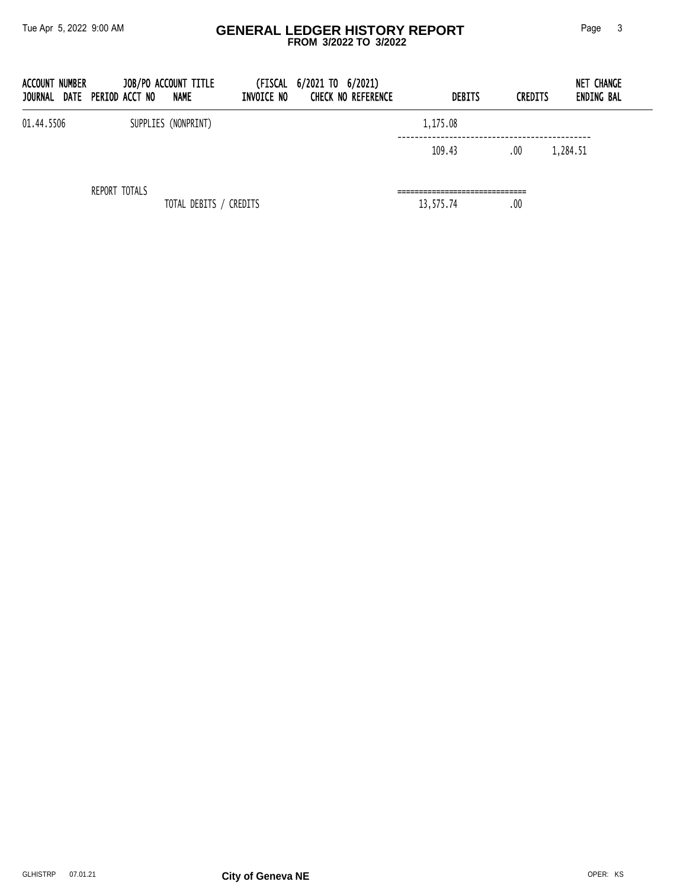# GENERAL LEDGER HISTORY REPORT

**FROM 3/2022 TO 3/2022**

| ACCOUNT NUMBER<br>JOURNAL DATE PERIOD ACCT NO | JOB/PO ACCOUNT TITLE<br>NAME | (FISCAL 6/2021 TO 6/2021)<br>INVOICE NO CHECK NO REFERENCE | DEBITS | CREDITS | NET CHANGE<br>ENDING BAL |
|---|---|---|---|---|---|
| 01.44.5506 | SUPPLIES (NONPRINT) | | 1,175.08 | | |
| | | | 109.43 | .00 | 1,284.51 |
| REPORT TOTALS | | | | | |
| | TOTAL DEBITS / CREDITS | | 13,575.74 | .00 | |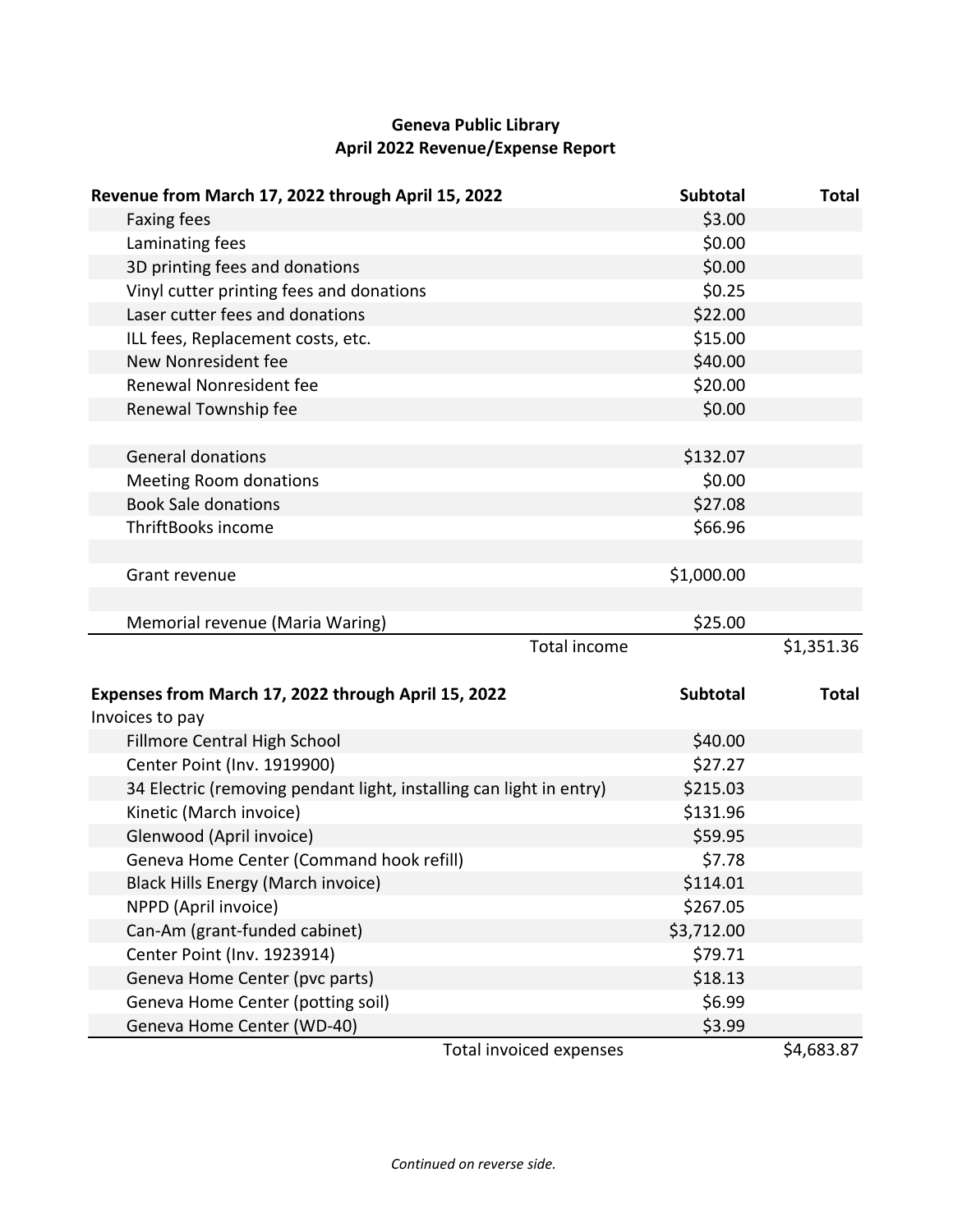**Geneva Public Library**
**April 2022 Revenue/Expense Report**

| **Revenue from March 17, 2022 through April 15, 2022** | **Subtotal** | **Total** |
|---|---|---|
| Faxing fees | $3.00 | |
| Laminating fees | $0.00 | |
| 3D printing fees and donations | $0.00 | |
| Vinyl cutter printing fees and donations | $0.25 | |
| Laser cutter fees and donations | $22.00 | |
| ILL fees, Replacement costs, etc. | $15.00 | |
| New Nonresident fee | $40.00 | |
| Renewal Nonresident fee | $20.00 | |
| Renewal Township fee | $0.00 | |
| | | |
| General donations | $132.07 | |
| Meeting Room donations | $0.00 | |
| Book Sale donations | $27.08 | |
| ThriftBooks income | $66.96 | |
| | | |
| Grant revenue | $1,000.00 | |
| | | |
| Memorial revenue (Maria Waring) | $25.00 | |
| Total income | | $1,351.36 |

| **Expenses from March 17, 2022 through April 15, 2022** | **Subtotal** | **Total** |
|---|---|---|
| Invoices to pay | | |
| Fillmore Central High School | $40.00 | |
| Center Point (Inv. 1919900) | $27.27 | |
| 34 Electric (removing pendant light, installing can light in entry) | $215.03 | |
| Kinetic (March invoice) | $131.96 | |
| Glenwood (April invoice) | $59.95 | |
| Geneva Home Center (Command hook refill) | $7.78 | |
| Black Hills Energy (March invoice) | $114.01 | |
| NPPD (April invoice) | $267.05 | |
| Can-Am (grant-funded cabinet) | $3,712.00 | |
| Center Point (Inv. 1923914) | $79.71 | |
| Geneva Home Center (pvc parts) | $18.13 | |
| Geneva Home Center (potting soil) | $6.99 | |
| Geneva Home Center (WD-40) | $3.99 | |
| Total invoiced expenses | | $4,683.87 |

*Continued on reverse side.*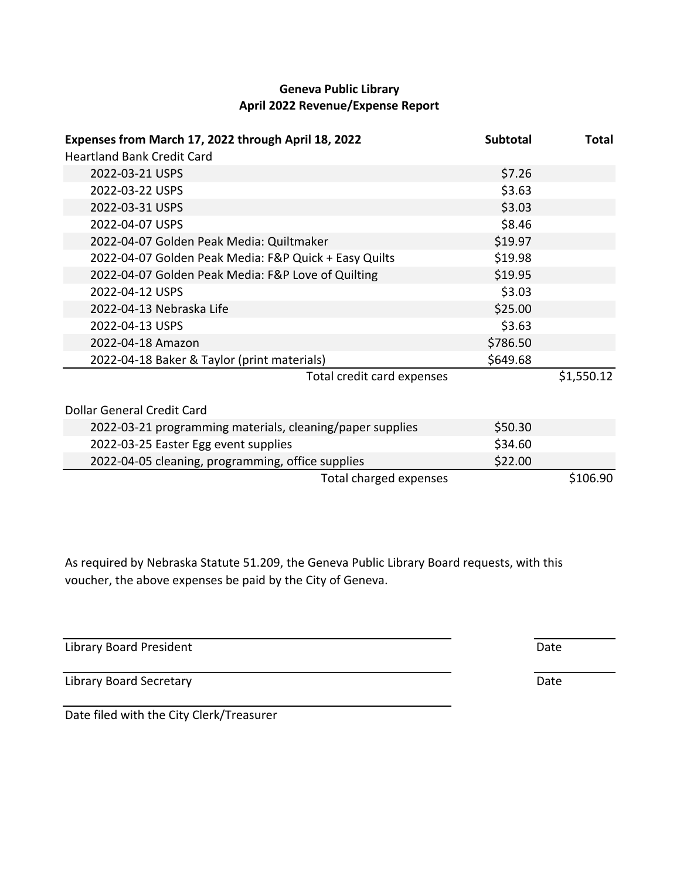# Geneva Public Library
## April 2022 Revenue/Expense Report

| Expenses from March 17, 2022 through April 18, 2022 | Subtotal | Total |
|---|---|---|
| Heartland Bank Credit Card | | |
| 2022-03-21 USPS | $7.26 | |
| 2022-03-22 USPS | $3.63 | |
| 2022-03-31 USPS | $3.03 | |
| 2022-04-07 USPS | $8.46 | |
| 2022-04-07 Golden Peak Media: Quiltmaker | $19.97 | |
| 2022-04-07 Golden Peak Media: F&P Quick + Easy Quilts | $19.98 | |
| 2022-04-07 Golden Peak Media: F&P Love of Quilting | $19.95 | |
| 2022-04-12 USPS | $3.03 | |
| 2022-04-13 Nebraska Life | $25.00 | |
| 2022-04-13 USPS | $3.63 | |
| 2022-04-18 Amazon | $786.50 | |
| 2022-04-18 Baker & Taylor (print materials) | $649.68 | |
| Total credit card expenses | | $1,550.12 |
| | | |
| Dollar General Credit Card | | |
| 2022-03-21 programming materials, cleaning/paper supplies | $50.30 | |
| 2022-03-25 Easter Egg event supplies | $34.60 | |
| 2022-04-05 cleaning, programming, office supplies | $22.00 | |
| Total charged expenses | | $106.90 |

As required by Nebraska Statute 51.209, the Geneva Public Library Board requests, with this voucher, the above expenses be paid by the City of Geneva.

Library Board President ____________________ Date __________

Library Board Secretary ____________________ Date __________

____________________
Date filed with the City Clerk/Treasurer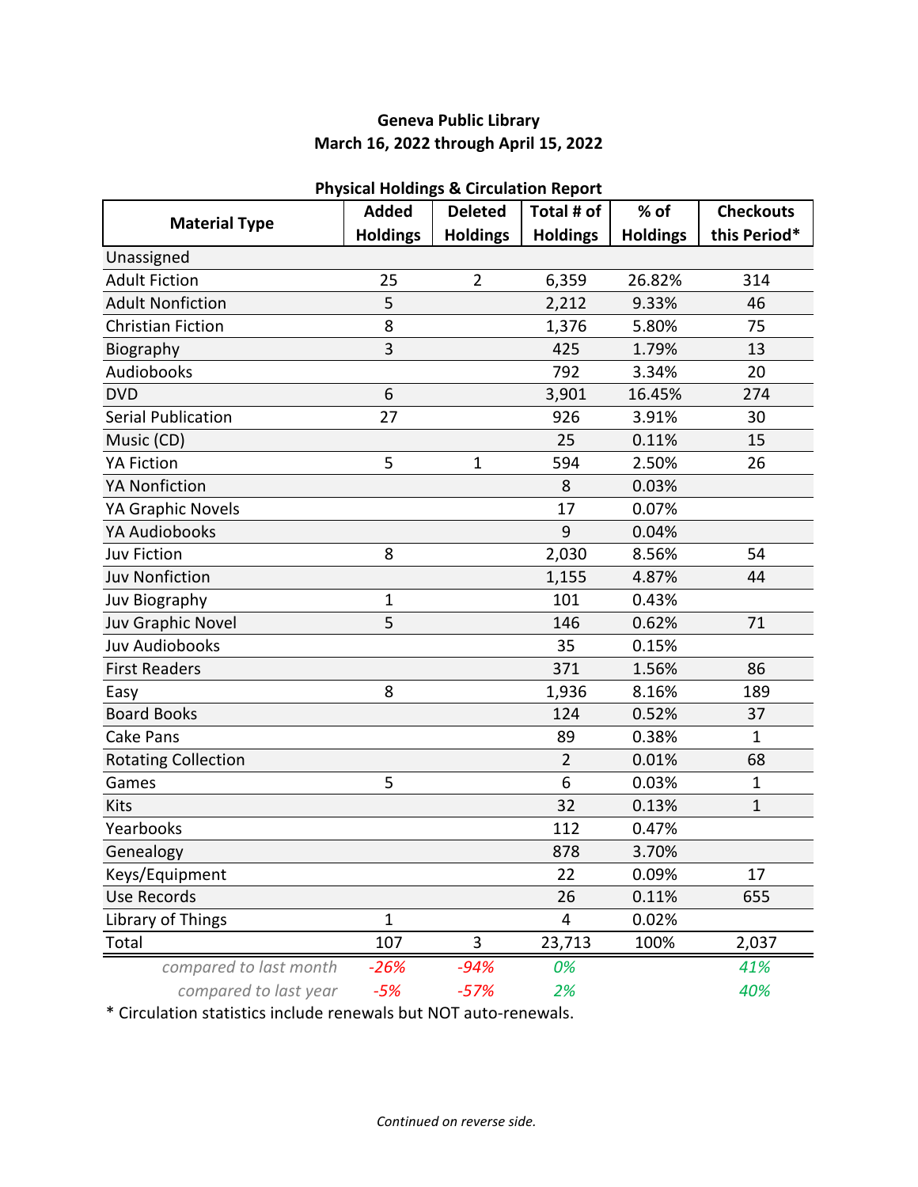**Geneva Public Library**
**March 16, 2022 through April 15, 2022**

**Physical Holdings & Circulation Report**

| Material Type | Added Holdings | Deleted Holdings | Total # of Holdings | % of Holdings | Checkouts this Period* |
|---|---|---|---|---|---|
| Unassigned | | | | | |
| Adult Fiction | 25 | 2 | 6,359 | 26.82% | 314 |
| Adult Nonfiction | 5 | | 2,212 | 9.33% | 46 |
| Christian Fiction | 8 | | 1,376 | 5.80% | 75 |
| Biography | 3 | | 425 | 1.79% | 13 |
| Audiobooks | | | 792 | 3.34% | 20 |
| DVD | 6 | | 3,901 | 16.45% | 274 |
| Serial Publication | 27 | | 926 | 3.91% | 30 |
| Music (CD) | | | 25 | 0.11% | 15 |
| YA Fiction | 5 | 1 | 594 | 2.50% | 26 |
| YA Nonfiction | | | 8 | 0.03% | |
| YA Graphic Novels | | | 17 | 0.07% | |
| YA Audiobooks | | | 9 | 0.04% | |
| Juv Fiction | 8 | | 2,030 | 8.56% | 54 |
| Juv Nonfiction | | | 1,155 | 4.87% | 44 |
| Juv Biography | 1 | | 101 | 0.43% | |
| Juv Graphic Novel | 5 | | 146 | 0.62% | 71 |
| Juv Audiobooks | | | 35 | 0.15% | |
| First Readers | | | 371 | 1.56% | 86 |
| Easy | 8 | | 1,936 | 8.16% | 189 |
| Board Books | | | 124 | 0.52% | 37 |
| Cake Pans | | | 89 | 0.38% | 1 |
| Rotating Collection | | | 2 | 0.01% | 68 |
| Games | 5 | | 6 | 0.03% | 1 |
| Kits | | | 32 | 0.13% | 1 |
| Yearbooks | | | 112 | 0.47% | |
| Genealogy | | | 878 | 3.70% | |
| Keys/Equipment | | | 22 | 0.09% | 17 |
| Use Records | | | 26 | 0.11% | 655 |
| Library of Things | 1 | | 4 | 0.02% | |
| Total | 107 | 3 | 23,713 | 100% | 2,037 |
| *compared to last month* | *-26%* | *-94%* | *0%* | | *41%* |
| *compared to last year* | *-5%* | *-57%* | *2%* | | *40%* |

* Circulation statistics include renewals but NOT auto-renewals.

*Continued on reverse side.*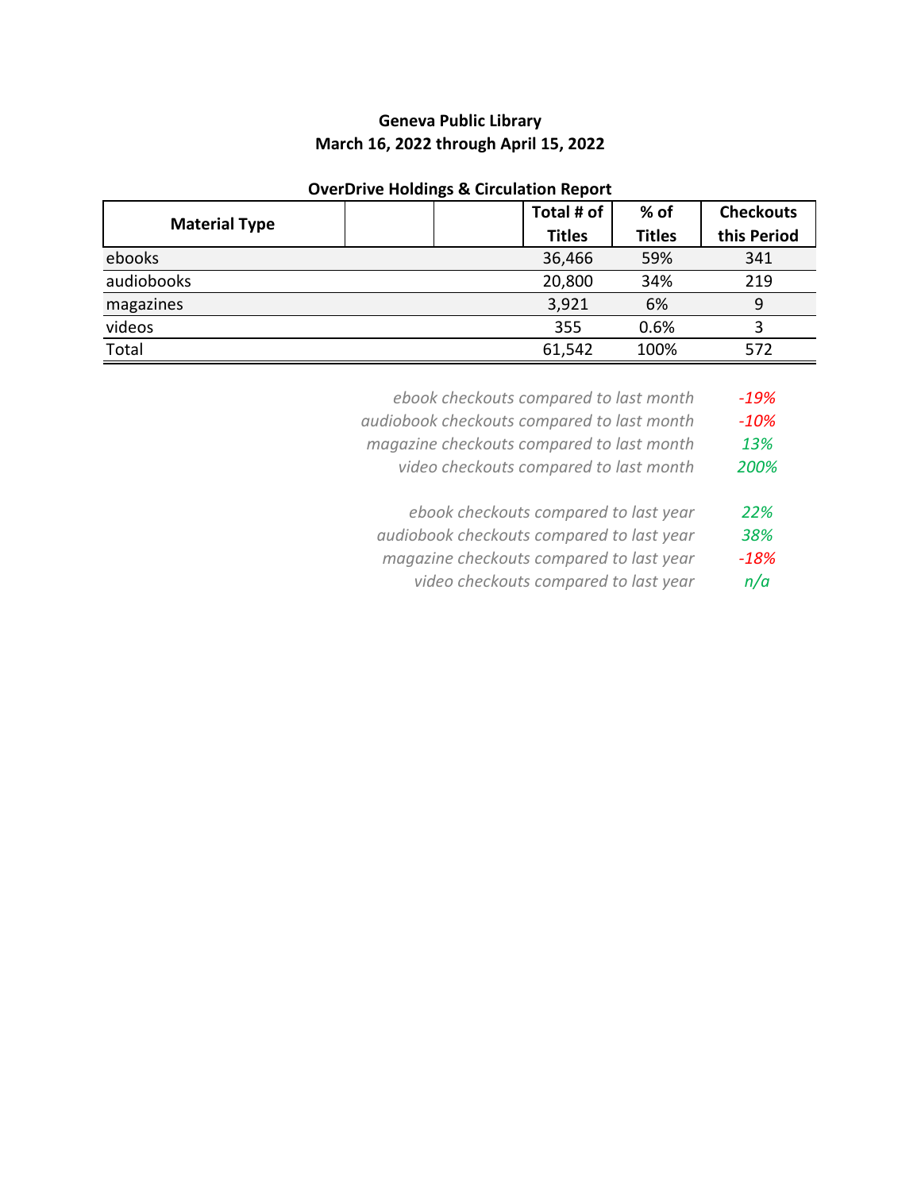**Geneva Public Library**
**March 16, 2022 through April 15, 2022**

**OverDrive Holdings & Circulation Report**

| Material Type | | | Total # of Titles | % of Titles | Checkouts this Period |
|---|---|---|---|---|---|
| ebooks | | | 36,466 | 59% | 341 |
| audiobooks | | | 20,800 | 34% | 219 |
| magazines | | | 3,921 | 6% | 9 |
| videos | | | 355 | 0.6% | 3 |
| Total | | | 61,542 | 100% | 572 |

| | |
|---|---|
| *ebook checkouts compared to last month* | *-19%* |
| *audiobook checkouts compared to last month* | *-10%* |
| *magazine checkouts compared to last month* | *13%* |
| *video checkouts compared to last month* | *200%* |
| | |
| *ebook checkouts compared to last year* | *22%* |
| *audiobook checkouts compared to last year* | *38%* |
| *magazine checkouts compared to last year* | *-18%* |
| *video checkouts compared to last year* | *n/a* |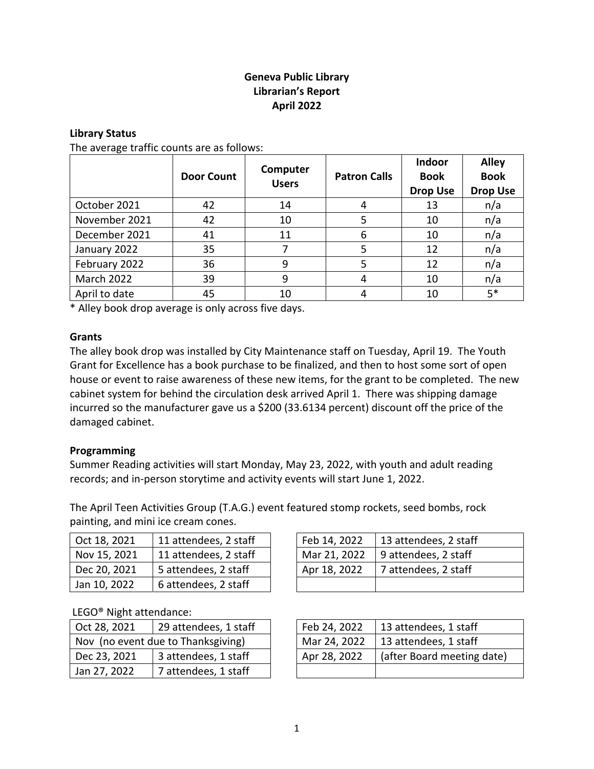**Geneva Public Library**
**Librarian's Report**
**April 2022**

**Library Status**

The average traffic counts are as follows:

| | Door Count | Computer Users | Patron Calls | Indoor Book Drop Use | Alley Book Drop Use |
|---|---|---|---|---|---|
| October 2021 | 42 | 14 | 4 | 13 | n/a |
| November 2021 | 42 | 10 | 5 | 10 | n/a |
| December 2021 | 41 | 11 | 6 | 10 | n/a |
| January 2022 | 35 | 7 | 5 | 12 | n/a |
| February 2022 | 36 | 9 | 5 | 12 | n/a |
| March 2022 | 39 | 9 | 4 | 10 | n/a |
| April to date | 45 | 10 | 4 | 10 | 5* |

\* Alley book drop average is only across five days.

**Grants**

The alley book drop was installed by City Maintenance staff on Tuesday, April 19. The Youth Grant for Excellence has a book purchase to be finalized, and then to host some sort of open house or event to raise awareness of these new items, for the grant to be completed. The new cabinet system for behind the circulation desk arrived April 1. There was shipping damage incurred so the manufacturer gave us a $200 (33.6134 percent) discount off the price of the damaged cabinet.

**Programming**

Summer Reading activities will start Monday, May 23, 2022, with youth and adult reading records; and in-person storytime and activity events will start June 1, 2022.

The April Teen Activities Group (T.A.G.) event featured stomp rockets, seed bombs, rock painting, and mini ice cream cones.

| | |
|---|---|
| Oct 18, 2021 | 11 attendees, 2 staff |
| Nov 15, 2021 | 11 attendees, 2 staff |
| Dec 20, 2021 | 5 attendees, 2 staff |
| Jan 10, 2022 | 6 attendees, 2 staff |
| Feb 14, 2022 | 13 attendees, 2 staff |
| Mar 21, 2022 | 9 attendees, 2 staff |
| Apr 18, 2022 | 7 attendees, 2 staff |

LEGO® Night attendance:

| | |
|---|---|
| Oct 28, 2021 | 29 attendees, 1 staff |
| Nov (no event due to Thanksgiving) | |
| Dec 23, 2021 | 3 attendees, 1 staff |
| Jan 27, 2022 | 7 attendees, 1 staff |
| Feb 24, 2022 | 13 attendees, 1 staff |
| Mar 24, 2022 | 13 attendees, 1 staff |
| Apr 28, 2022 | (after Board meeting date) |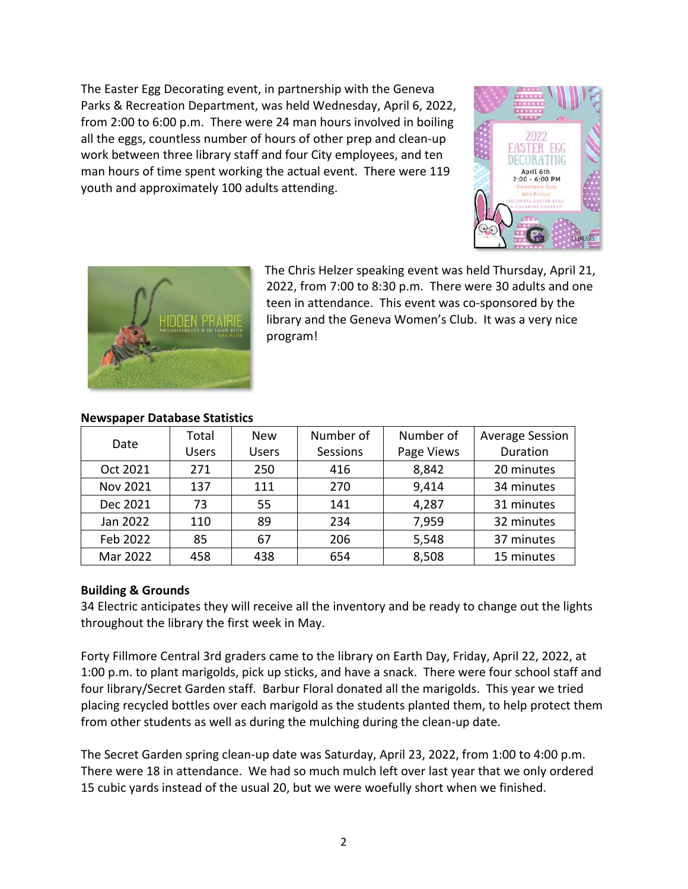The Easter Egg Decorating event, in partnership with the Geneva Parks & Recreation Department, was held Wednesday, April 6, 2022, from 2:00 to 6:00 p.m. There were 24 man hours involved in boiling all the eggs, countless number of hours of other prep and clean-up work between three library staff and four City employees, and ten man hours of time spent working the actual event. There were 119 youth and approximately 100 adults attending.

The Chris Helzer speaking event was held Thursday, April 21, 2022, from 7:00 to 8:30 p.m. There were 30 adults and one teen in attendance. This event was co-sponsored by the library and the Geneva Women's Club. It was a very nice program!

**Newspaper Database Statistics**

| Date | Total Users | New Users | Number of Sessions | Number of Page Views | Average Session Duration |
|---|---|---|---|---|---|
| Oct 2021 | 271 | 250 | 416 | 8,842 | 20 minutes |
| Nov 2021 | 137 | 111 | 270 | 9,414 | 34 minutes |
| Dec 2021 | 73 | 55 | 141 | 4,287 | 31 minutes |
| Jan 2022 | 110 | 89 | 234 | 7,959 | 32 minutes |
| Feb 2022 | 85 | 67 | 206 | 5,548 | 37 minutes |
| Mar 2022 | 458 | 438 | 654 | 8,508 | 15 minutes |

**Building & Grounds**

34 Electric anticipates they will receive all the inventory and be ready to change out the lights throughout the library the first week in May.

Forty Fillmore Central 3rd graders came to the library on Earth Day, Friday, April 22, 2022, at 1:00 p.m. to plant marigolds, pick up sticks, and have a snack. There were four school staff and four library/Secret Garden staff. Barbur Floral donated all the marigolds. This year we tried placing recycled bottles over each marigold as the students planted them, to help protect them from other students as well as during the mulching during the clean-up date.

The Secret Garden spring clean-up date was Saturday, April 23, 2022, from 1:00 to 4:00 p.m. There were 18 in attendance. We had so much mulch left over last year that we only ordered 15 cubic yards instead of the usual 20, but we were woefully short when we finished.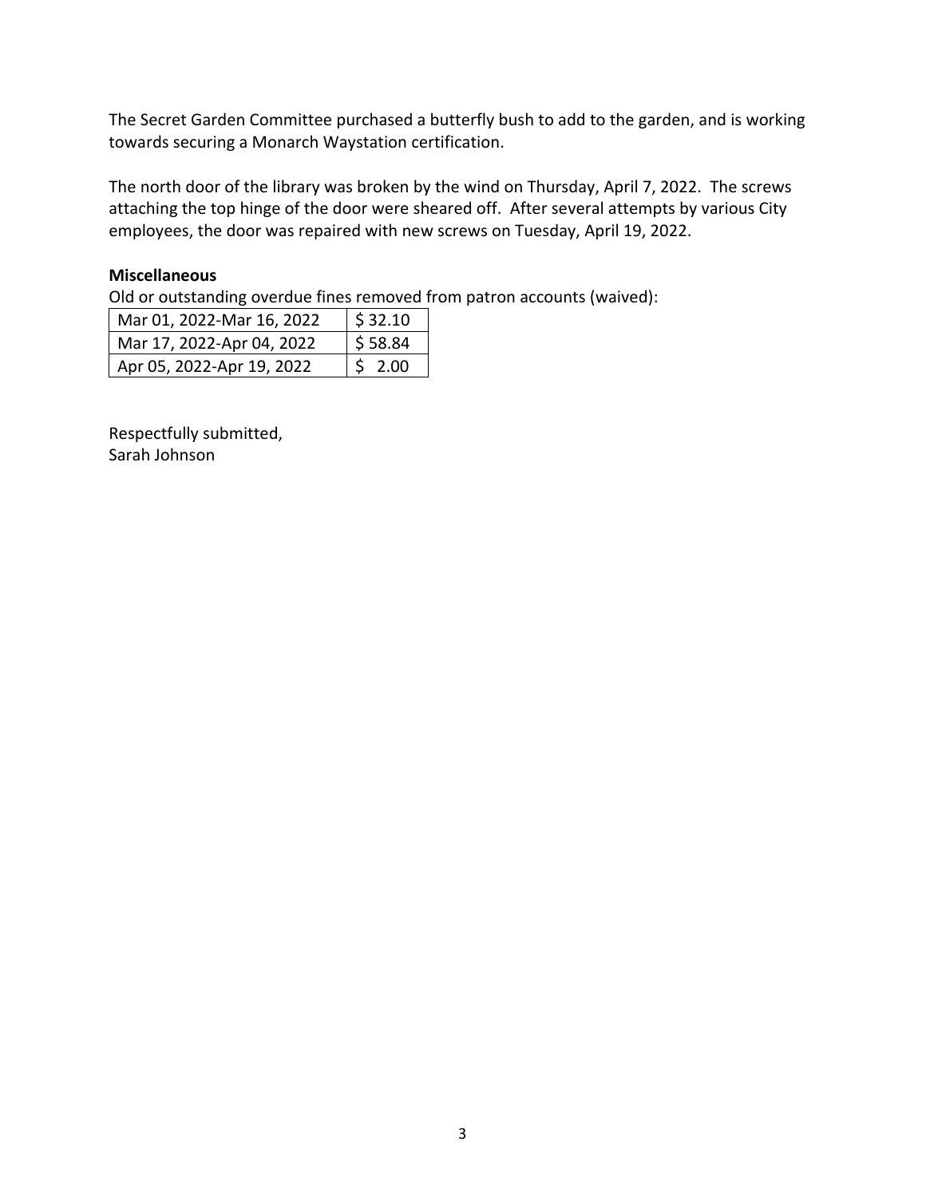The Secret Garden Committee purchased a butterfly bush to add to the garden, and is working towards securing a Monarch Waystation certification.

The north door of the library was broken by the wind on Thursday, April 7, 2022. The screws attaching the top hinge of the door were sheared off. After several attempts by various City employees, the door was repaired with new screws on Tuesday, April 19, 2022.

**Miscellaneous**

Old or outstanding overdue fines removed from patron accounts (waived):

| | |
|---|---|
| Mar 01, 2022-Mar 16, 2022 | $ 32.10 |
| Mar 17, 2022-Apr 04, 2022 | $ 58.84 |
| Apr 05, 2022-Apr 19, 2022 | $ 2.00 |

Respectfully submitted,
Sarah Johnson